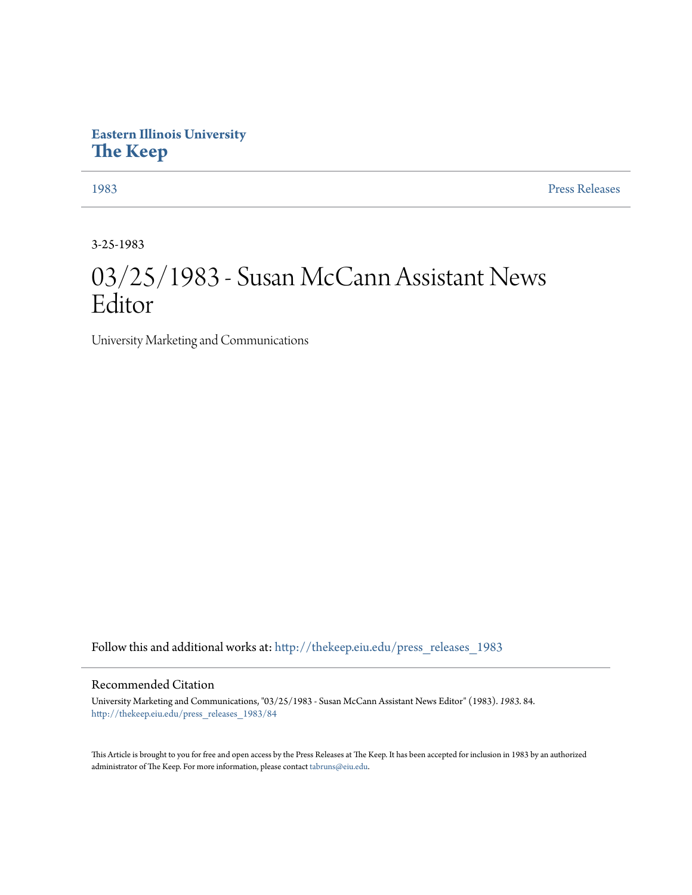**Eastern Illinois University**
**The Keep**

1983 | Press Releases

3-25-1983

# 03/25/1983 - Susan McCann Assistant News Editor

University Marketing and Communications

Follow this and additional works at: http://thekeep.eiu.edu/press_releases_1983

## Recommended Citation

University Marketing and Communications, "03/25/1983 - Susan McCann Assistant News Editor" (1983). *1983*. 84.
http://thekeep.eiu.edu/press_releases_1983/84

This Article is brought to you for free and open access by the Press Releases at The Keep. It has been accepted for inclusion in 1983 by an authorized administrator of The Keep. For more information, please contact tabruns@eiu.edu.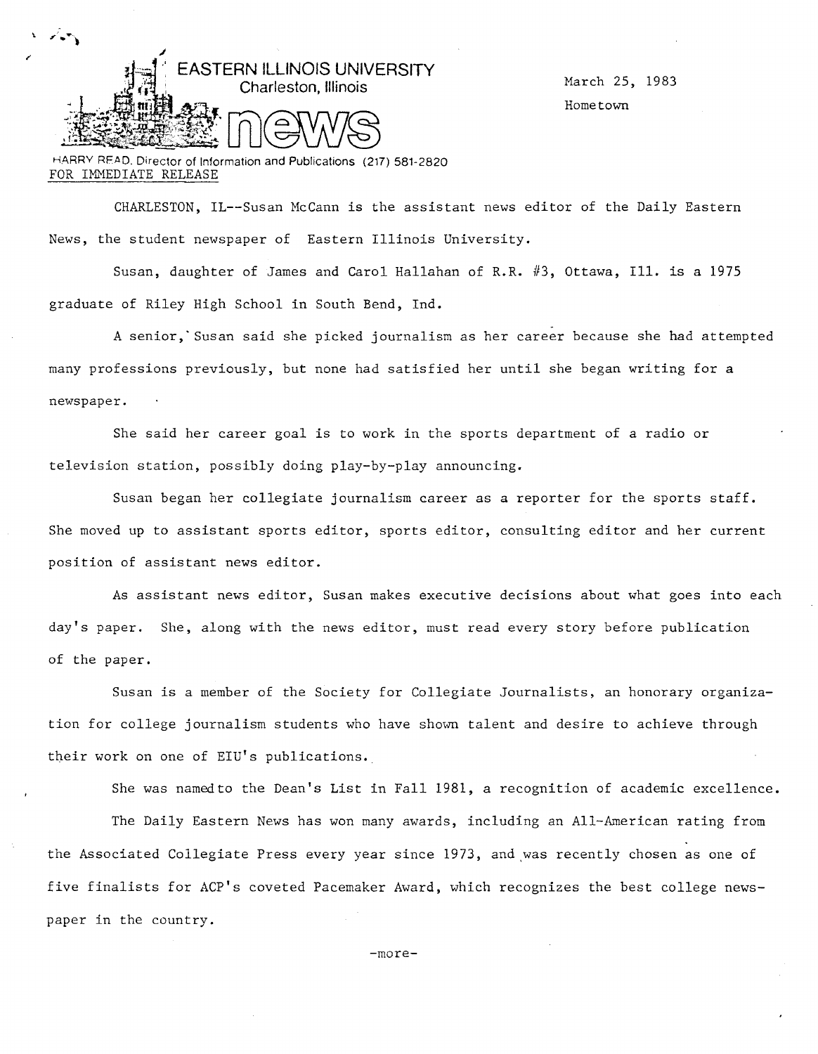EASTERN ILLINOIS UNIVERSITY
Charleston, Illinois

news

March 25, 1983
Hometown

HARRY READ, Director of Information and Publications (217) 581-2820
FOR IMMEDIATE RELEASE

CHARLESTON, IL--Susan McCann is the assistant news editor of the Daily Eastern News, the student newspaper of Eastern Illinois University.

Susan, daughter of James and Carol Hallahan of R.R. #3, Ottawa, Ill. is a 1975 graduate of Riley High School in South Bend, Ind.

A senior, Susan said she picked journalism as her career because she had attempted many professions previously, but none had satisfied her until she began writing for a newspaper.

She said her career goal is to work in the sports department of a radio or television station, possibly doing play-by-play announcing.

Susan began her collegiate journalism career as a reporter for the sports staff. She moved up to assistant sports editor, sports editor, consulting editor and her current position of assistant news editor.

As assistant news editor, Susan makes executive decisions about what goes into each day's paper. She, along with the news editor, must read every story before publication of the paper.

Susan is a member of the Society for Collegiate Journalists, an honorary organization for college journalism students who have shown talent and desire to achieve through their work on one of EIU's publications.

She was namedto the Dean's List in Fall 1981, a recognition of academic excellence.

The Daily Eastern News has won many awards, including an All-American rating from the Associated Collegiate Press every year since 1973, and was recently chosen as one of five finalists for ACP's coveted Pacemaker Award, which recognizes the best college newspaper in the country.

-more-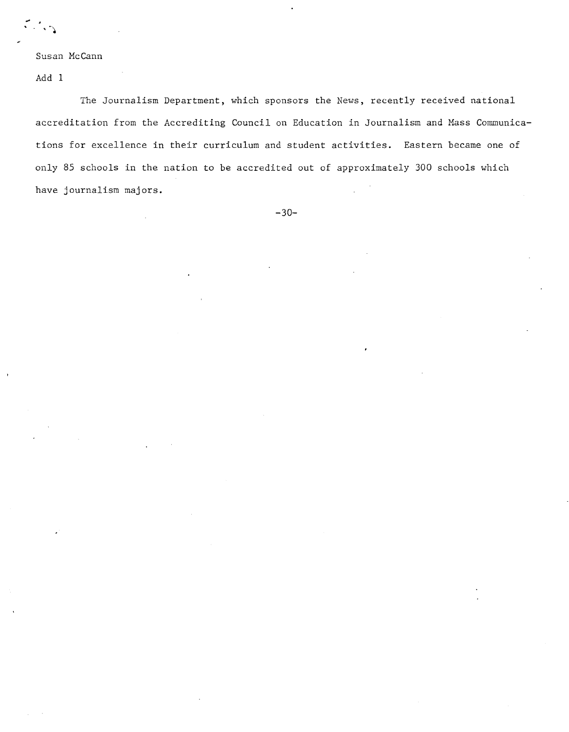Susan McCann

Add 1

The Journalism Department, which sponsors the News, recently received national accreditation from the Accrediting Council on Education in Journalism and Mass Communications for excellence in their curriculum and student activities. Eastern became one of only 85 schools in the nation to be accredited out of approximately 300 schools which have journalism majors.

-30-